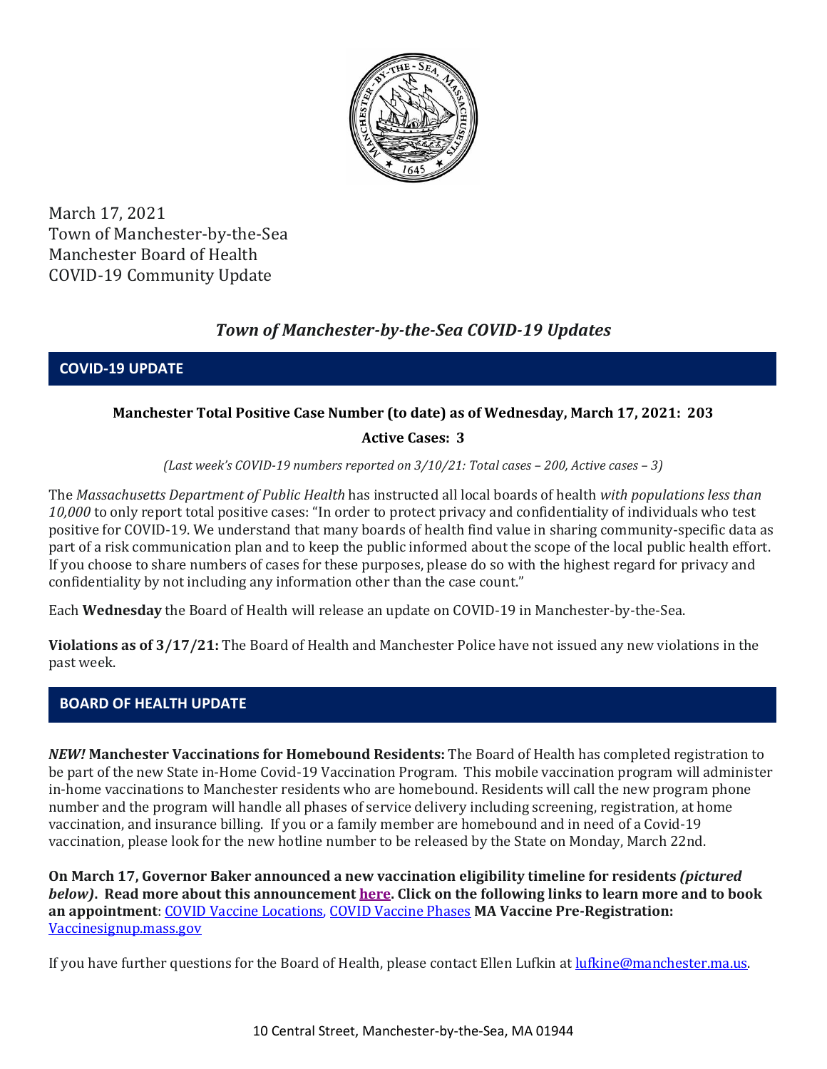March 17, 2021
Town of Manchester-by-the-Sea
Manchester Board of Health
COVID-19 Community Update

# *Town of Manchester-by-the-Sea COVID-19 Updates*

## COVID-19 UPDATE

**Manchester Total Positive Case Number (to date) as of Wednesday, March 17, 2021: 203**

**Active Cases: 3**

*(Last week's COVID-19 numbers reported on 3/10/21: Total cases – 200, Active cases – 3)*

The *Massachusetts Department of Public Health* has instructed all local boards of health *with populations less than 10,000* to only report total positive cases: "In order to protect privacy and confidentiality of individuals who test positive for COVID-19. We understand that many boards of health find value in sharing community-specific data as part of a risk communication plan and to keep the public informed about the scope of the local public health effort. If you choose to share numbers of cases for these purposes, please do so with the highest regard for privacy and confidentiality by not including any information other than the case count."

Each **Wednesday** the Board of Health will release an update on COVID-19 in Manchester-by-the-Sea.

**Violations as of 3/17/21:** The Board of Health and Manchester Police have not issued any new violations in the past week.

## BOARD OF HEALTH UPDATE

***NEW!* Manchester Vaccinations for Homebound Residents:** The Board of Health has completed registration to be part of the new State in-Home Covid-19 Vaccination Program. This mobile vaccination program will administer in-home vaccinations to Manchester residents who are homebound. Residents will call the new program phone number and the program will handle all phases of service delivery including screening, registration, at home vaccination, and insurance billing. If you or a family member are homebound and in need of a Covid-19 vaccination, please look for the new hotline number to be released by the State on Monday, March 22nd.

**On March 17, Governor Baker announced a new vaccination eligibility timeline for residents *(pictured below)*. Read more about this announcement here. Click on the following links to learn more and to book an appointment**: COVID Vaccine Locations, COVID Vaccine Phases **MA Vaccine Pre-Registration:** Vaccinesignup.mass.gov

If you have further questions for the Board of Health, please contact Ellen Lufkin at lufkine@manchester.ma.us.

10 Central Street, Manchester-by-the-Sea, MA 01944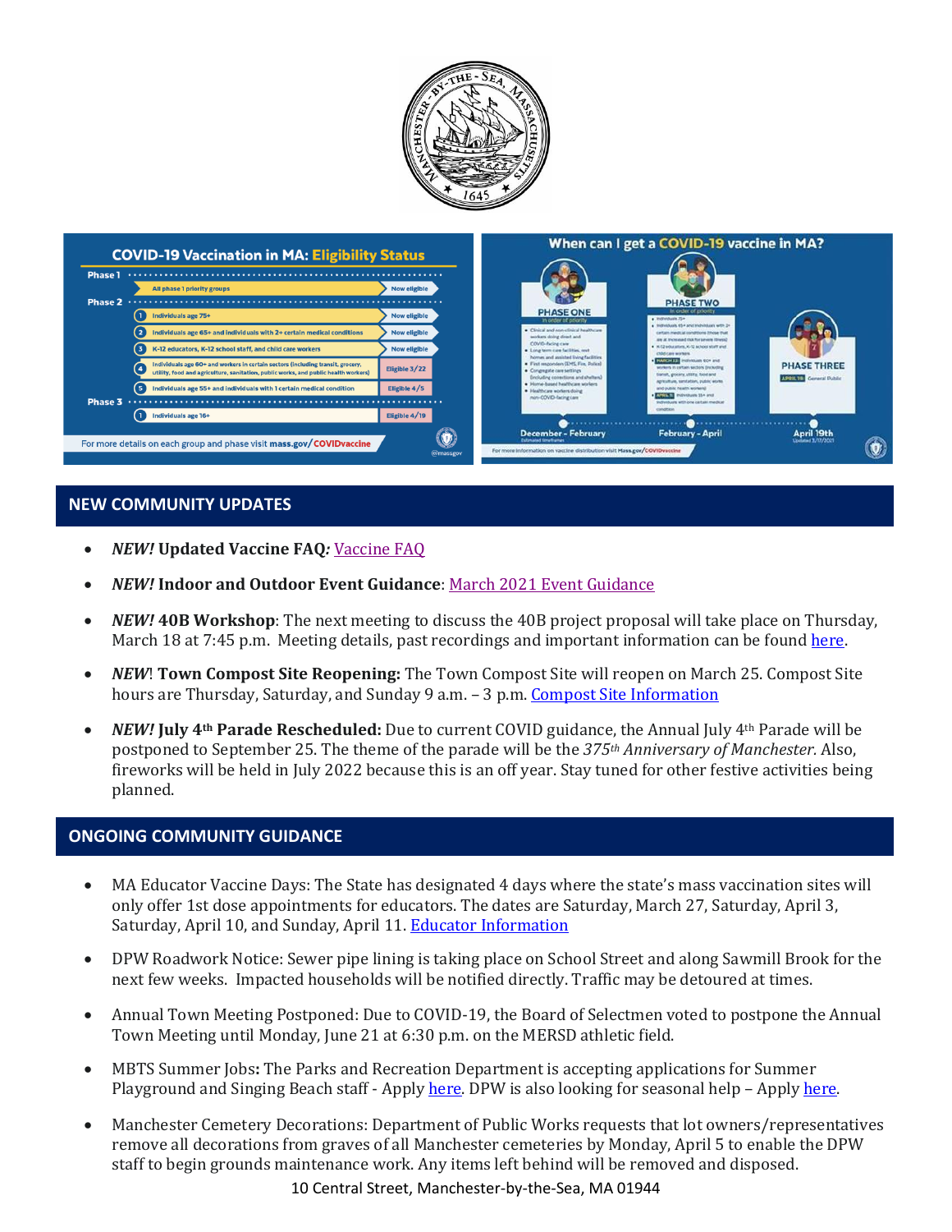## NEW COMMUNITY UPDATES

- ***NEW!* Updated Vaccine FAQ*:*** Vaccine FAQ
- ***NEW!* Indoor and Outdoor Event Guidance**: March 2021 Event Guidance
- ***NEW!* 40B Workshop**: The next meeting to discuss the 40B project proposal will take place on Thursday, March 18 at 7:45 p.m. Meeting details, past recordings and important information can be found here.
- ***NEW*! Town Compost Site Reopening:** The Town Compost Site will reopen on March 25. Compost Site hours are Thursday, Saturday, and Sunday 9 a.m. – 3 p.m. Compost Site Information
- ***NEW!* July 4th Parade Rescheduled:** Due to current COVID guidance, the Annual July 4th Parade will be postponed to September 25. The theme of the parade will be the *375th Anniversary of Manchester.* Also, fireworks will be held in July 2022 because this is an off year. Stay tuned for other festive activities being planned.

## ONGOING COMMUNITY GUIDANCE

- MA Educator Vaccine Days: The State has designated 4 days where the state's mass vaccination sites will only offer 1st dose appointments for educators. The dates are Saturday, March 27, Saturday, April 3, Saturday, April 10, and Sunday, April 11. Educator Information
- DPW Roadwork Notice: Sewer pipe lining is taking place on School Street and along Sawmill Brook for the next few weeks. Impacted households will be notified directly. Traffic may be detoured at times.
- Annual Town Meeting Postponed: Due to COVID-19, the Board of Selectmen voted to postpone the Annual Town Meeting until Monday, June 21 at 6:30 p.m. on the MERSD athletic field.
- MBTS Summer Jobs**:** The Parks and Recreation Department is accepting applications for Summer Playground and Singing Beach staff - Apply here. DPW is also looking for seasonal help – Apply here.
- Manchester Cemetery Decorations: Department of Public Works requests that lot owners/representatives remove all decorations from graves of all Manchester cemeteries by Monday, April 5 to enable the DPW staff to begin grounds maintenance work. Any items left behind will be removed and disposed.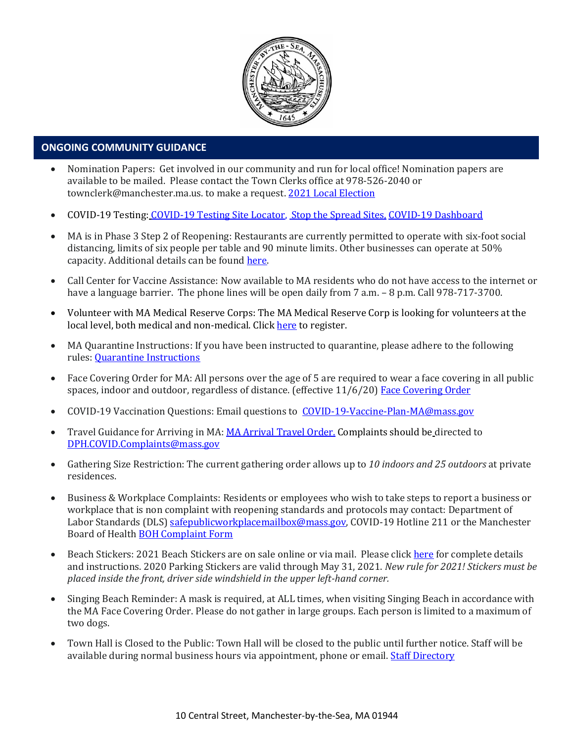## ONGOING COMMUNITY GUIDANCE

- Nomination Papers: Get involved in our community and run for local office! Nomination papers are available to be mailed. Please contact the Town Clerks office at 978-526-2040 or townclerk@manchester.ma.us. to make a request. [2021 Local Election]
- COVID-19 Testing: [COVID-19 Testing Site Locator], [Stop the Spread Sites], [COVID-19 Dashboard]
- MA is in Phase 3 Step 2 of Reopening: Restaurants are currently permitted to operate with six-foot social distancing, limits of six people per table and 90 minute limits. Other businesses can operate at 50% capacity. Additional details can be found [here].
- Call Center for Vaccine Assistance: Now available to MA residents who do not have access to the internet or have a language barrier. The phone lines will be open daily from 7 a.m. – 8 p.m. Call 978-717-3700.
- Volunteer with MA Medical Reserve Corps: The MA Medical Reserve Corp is looking for volunteers at the local level, both medical and non-medical. Click [here] to register.
- MA Quarantine Instructions: If you have been instructed to quarantine, please adhere to the following rules: [Quarantine Instructions]
- Face Covering Order for MA: All persons over the age of 5 are required to wear a face covering in all public spaces, indoor and outdoor, regardless of distance. (effective 11/6/20) [Face Covering Order]
- COVID-19 Vaccination Questions: Email questions to COVID-19-Vaccine-Plan-MA@mass.gov
- Travel Guidance for Arriving in MA: [MA Arrival Travel Order.] Complaints should be directed to DPH.COVID.Complaints@mass.gov
- Gathering Size Restriction: The current gathering order allows up to *10 indoors and 25 outdoors* at private residences.
- Business & Workplace Complaints: Residents or employees who wish to take steps to report a business or workplace that is non complaint with reopening standards and protocols may contact: Department of Labor Standards (DLS) safepublicworkplacemailbox@mass.gov, COVID-19 Hotline 211 or the Manchester Board of Health [BOH Complaint Form]
- Beach Stickers: 2021 Beach Stickers are on sale online or via mail. Please click [here] for complete details and instructions. 2020 Parking Stickers are valid through May 31, 2021. *New rule for 2021! Stickers must be placed inside the front, driver side windshield in the upper left-hand corner.*
- Singing Beach Reminder: A mask is required, at ALL times, when visiting Singing Beach in accordance with the MA Face Covering Order. Please do not gather in large groups. Each person is limited to a maximum of two dogs.
- Town Hall is Closed to the Public: Town Hall will be closed to the public until further notice. Staff will be available during normal business hours via appointment, phone or email. [Staff Directory]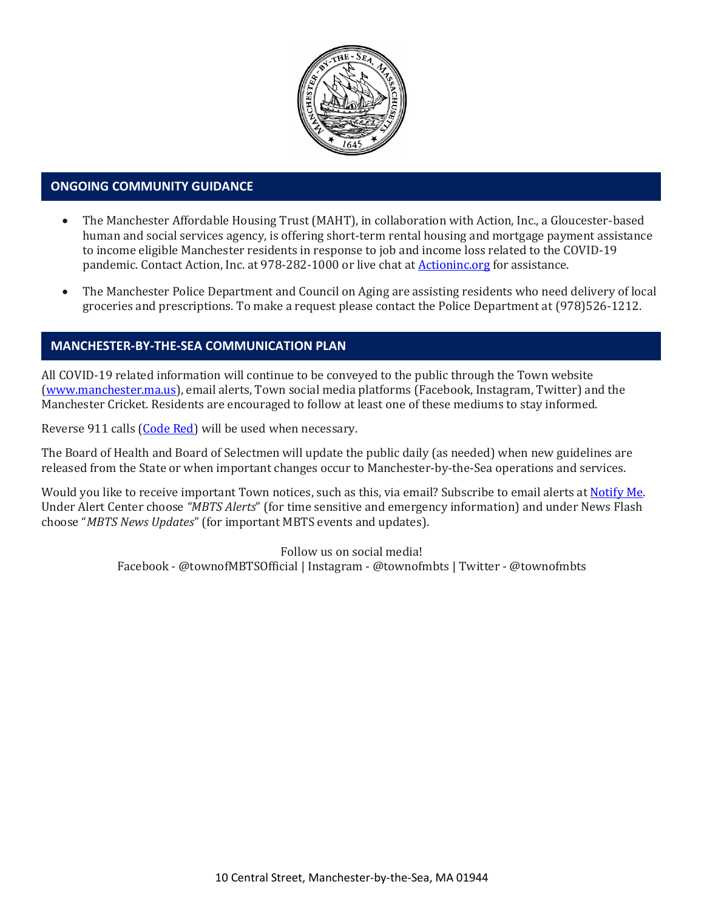## ONGOING COMMUNITY GUIDANCE

- The Manchester Affordable Housing Trust (MAHT), in collaboration with Action, Inc., a Gloucester-based human and social services agency, is offering short-term rental housing and mortgage payment assistance to income eligible Manchester residents in response to job and income loss related to the COVID-19 pandemic. Contact Action, Inc. at 978-282-1000 or live chat at [Actioninc.org](Actioninc.org) for assistance.
- The Manchester Police Department and Council on Aging are assisting residents who need delivery of local groceries and prescriptions. To make a request please contact the Police Department at (978)526-1212.

## MANCHESTER-BY-THE-SEA COMMUNICATION PLAN

All COVID-19 related information will continue to be conveyed to the public through the Town website ([www.manchester.ma.us](www.manchester.ma.us)), email alerts, Town social media platforms (Facebook, Instagram, Twitter) and the Manchester Cricket. Residents are encouraged to follow at least one of these mediums to stay informed.

Reverse 911 calls (Code Red) will be used when necessary.

The Board of Health and Board of Selectmen will update the public daily (as needed) when new guidelines are released from the State or when important changes occur to Manchester-by-the-Sea operations and services.

Would you like to receive important Town notices, such as this, via email? Subscribe to email alerts at Notify Me. Under Alert Center choose *"MBTS Alerts"* (for time sensitive and emergency information) and under News Flash choose "*MBTS News Updates*" (for important MBTS events and updates).

Follow us on social media!
Facebook - @townofMBTSOfficial | Instagram - @townofmbts | Twitter - @townofmbts

10 Central Street, Manchester-by-the-Sea, MA 01944